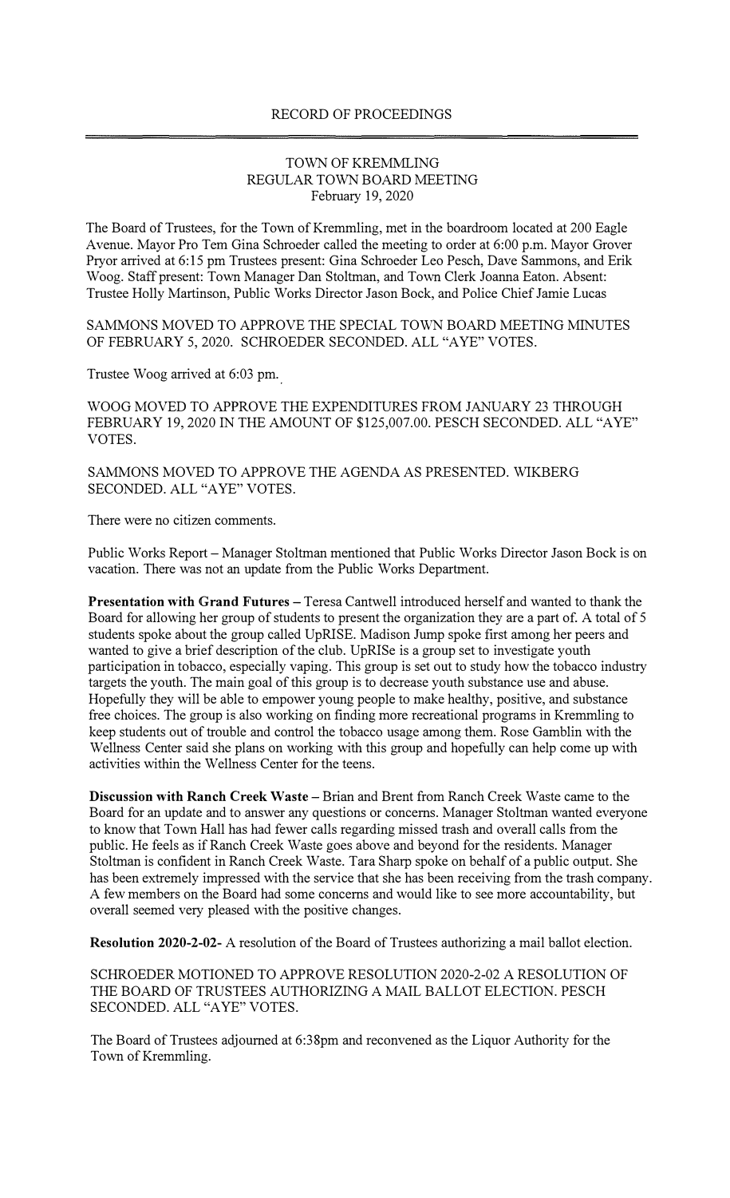RECORD OF PROCEEDINGS

TOWN OF KREMMLING
REGULAR TOWN BOARD MEETING
February 19, 2020

The Board of Trustees, for the Town of Kremmling, met in the boardroom located at 200 Eagle Avenue. Mayor Pro Tem Gina Schroeder called the meeting to order at 6:00 p.m. Mayor Grover Pryor arrived at 6:15 pm Trustees present: Gina Schroeder Leo Pesch, Dave Sammons, and Erik Woog. Staff present: Town Manager Dan Stoltman, and Town Clerk Joanna Eaton. Absent: Trustee Holly Martinson, Public Works Director Jason Bock, and Police Chief Jamie Lucas

SAMMONS MOVED TO APPROVE THE SPECIAL TOWN BOARD MEETING MINUTES OF FEBRUARY 5, 2020. SCHROEDER SECONDED. ALL "AYE" VOTES.

Trustee Woog arrived at 6:03 pm.

WOOG MOVED TO APPROVE THE EXPENDITURES FROM JANUARY 23 THROUGH FEBRUARY 19, 2020 IN THE AMOUNT OF $125,007.00. PESCH SECONDED. ALL "AYE" VOTES.

SAMMONS MOVED TO APPROVE THE AGENDA AS PRESENTED. WIKBERG SECONDED. ALL "AYE" VOTES.

There were no citizen comments.

Public Works Report – Manager Stoltman mentioned that Public Works Director Jason Bock is on vacation. There was not an update from the Public Works Department.

**Presentation with Grand Futures –** Teresa Cantwell introduced herself and wanted to thank the Board for allowing her group of students to present the organization they are a part of. A total of 5 students spoke about the group called UpRISE. Madison Jump spoke first among her peers and wanted to give a brief description of the club. UpRISe is a group set to investigate youth participation in tobacco, especially vaping. This group is set out to study how the tobacco industry targets the youth. The main goal of this group is to decrease youth substance use and abuse. Hopefully they will be able to empower young people to make healthy, positive, and substance free choices. The group is also working on finding more recreational programs in Kremmling to keep students out of trouble and control the tobacco usage among them. Rose Gamblin with the Wellness Center said she plans on working with this group and hopefully can help come up with activities within the Wellness Center for the teens.

**Discussion with Ranch Creek Waste –** Brian and Brent from Ranch Creek Waste came to the Board for an update and to answer any questions or concerns. Manager Stoltman wanted everyone to know that Town Hall has had fewer calls regarding missed trash and overall calls from the public. He feels as if Ranch Creek Waste goes above and beyond for the residents. Manager Stoltman is confident in Ranch Creek Waste. Tara Sharp spoke on behalf of a public output. She has been extremely impressed with the service that she has been receiving from the trash company. A few members on the Board had some concerns and would like to see more accountability, but overall seemed very pleased with the positive changes.

**Resolution 2020-2-02-** A resolution of the Board of Trustees authorizing a mail ballot election.

SCHROEDER MOTIONED TO APPROVE RESOLUTION 2020-2-02 A RESOLUTION OF THE BOARD OF TRUSTEES AUTHORIZING A MAIL BALLOT ELECTION. PESCH SECONDED. ALL "AYE" VOTES.

The Board of Trustees adjourned at 6:38pm and reconvened as the Liquor Authority for the Town of Kremmling.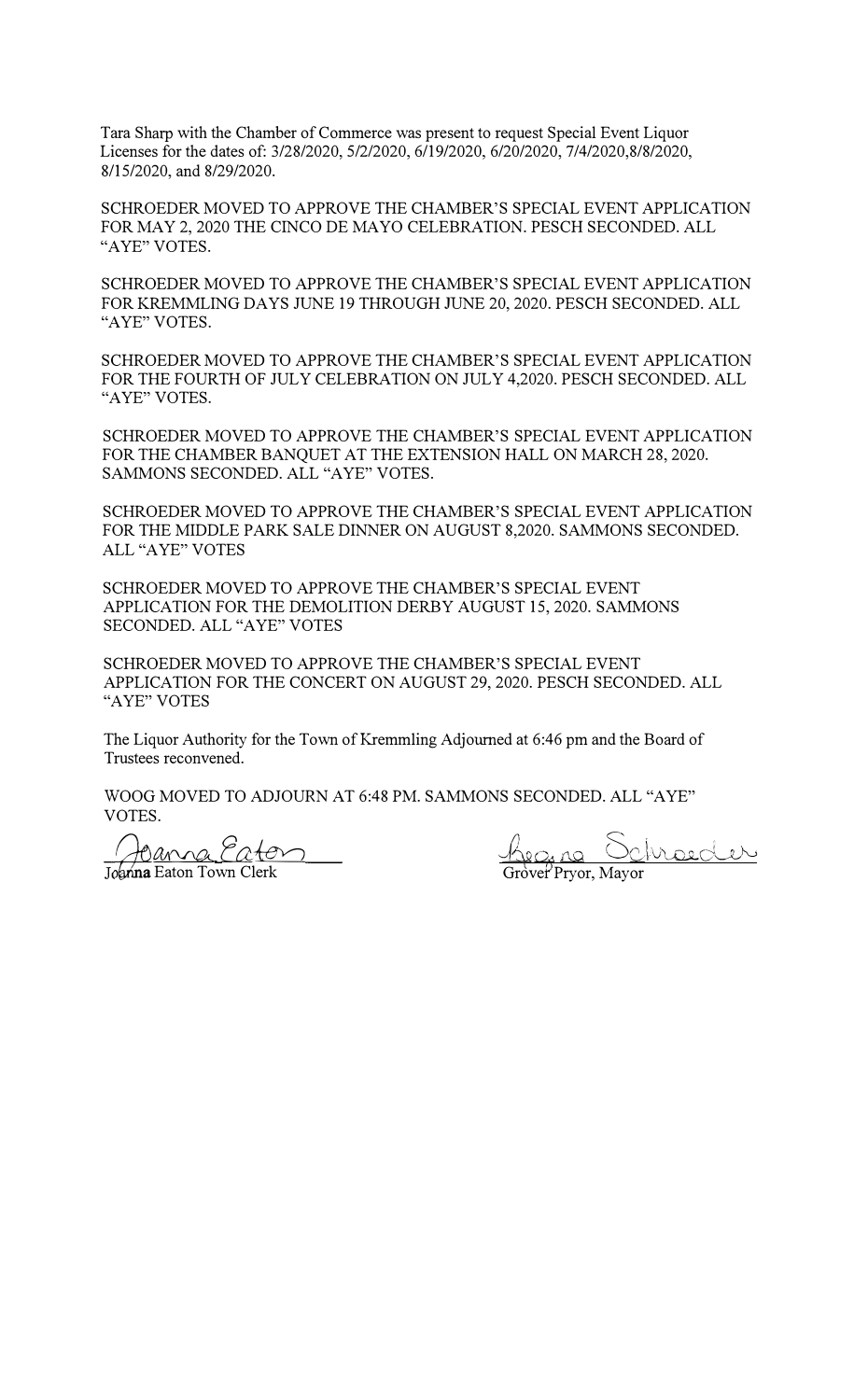Tara Sharp with the Chamber of Commerce was present to request Special Event Liquor Licenses for the dates of: 3/28/2020, 5/2/2020, 6/19/2020, 6/20/2020, 7/4/2020,8/8/2020, 8/15/2020, and 8/29/2020.

SCHROEDER MOVED TO APPROVE THE CHAMBER'S SPECIAL EVENT APPLICATION FOR MAY 2, 2020 THE CINCO DE MAYO CELEBRATION. PESCH SECONDED. ALL "AYE" VOTES.

SCHROEDER MOVED TO APPROVE THE CHAMBER'S SPECIAL EVENT APPLICATION FOR KREMMLING DAYS JUNE 19 THROUGH JUNE 20, 2020. PESCH SECONDED. ALL "AYE" VOTES.

SCHROEDER MOVED TO APPROVE THE CHAMBER'S SPECIAL EVENT APPLICATION FOR THE FOURTH OF JULY CELEBRATION ON JULY 4,2020. PESCH SECONDED. ALL "AYE" VOTES.

SCHROEDER MOVED TO APPROVE THE CHAMBER'S SPECIAL EVENT APPLICATION FOR THE CHAMBER BANQUET AT THE EXTENSION HALL ON MARCH 28, 2020. SAMMONS SECONDED. ALL "AYE" VOTES.

SCHROEDER MOVED TO APPROVE THE CHAMBER'S SPECIAL EVENT APPLICATION FOR THE MIDDLE PARK SALE DINNER ON AUGUST 8,2020. SAMMONS SECONDED. ALL "AYE" VOTES

SCHROEDER MOVED TO APPROVE THE CHAMBER'S SPECIAL EVENT APPLICATION FOR THE DEMOLITION DERBY AUGUST 15, 2020. SAMMONS SECONDED. ALL "AYE" VOTES

SCHROEDER MOVED TO APPROVE THE CHAMBER'S SPECIAL EVENT APPLICATION FOR THE CONCERT ON AUGUST 29, 2020. PESCH SECONDED. ALL "AYE" VOTES

The Liquor Authority for the Town of Kremmling Adjourned at 6:46 pm and the Board of Trustees reconvened.

WOOG MOVED TO ADJOURN AT 6:48 PM. SAMMONS SECONDED. ALL "AYE" VOTES.

Joanna Eaton Town Clerk

Grover Pryor, Mayor